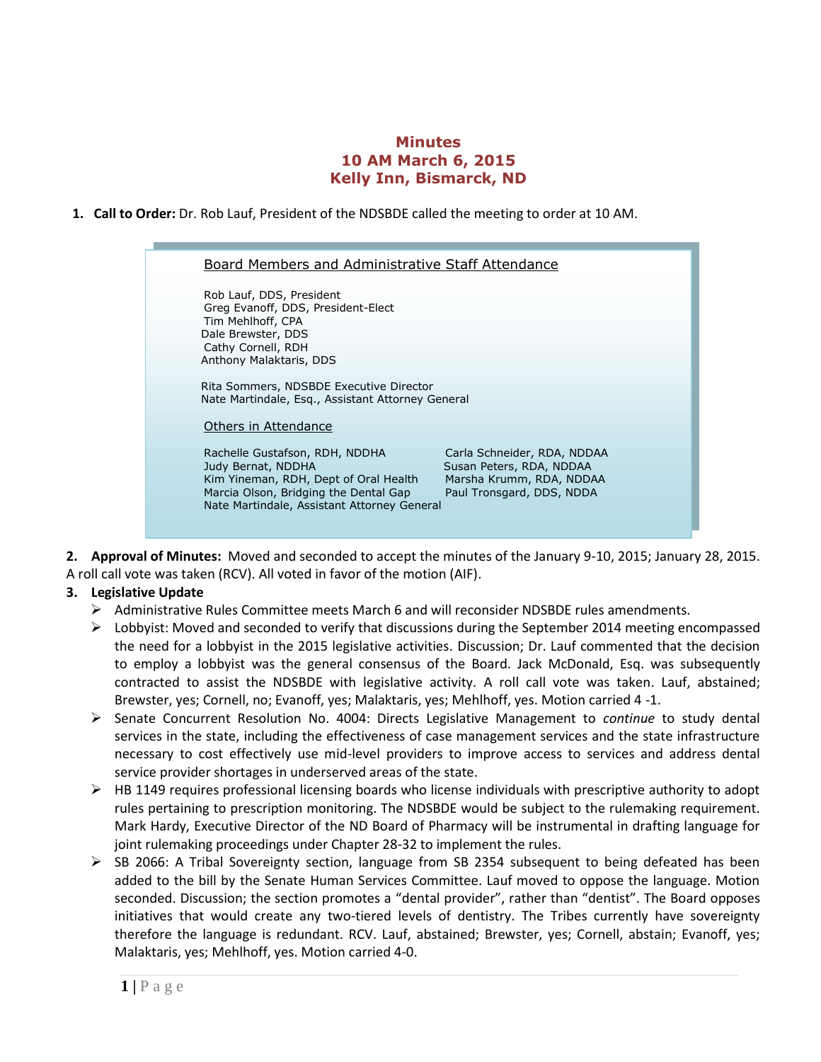# Minutes
# 10 AM March 6, 2015
# Kelly Inn, Bismarck, ND

1. **Call to Order:** Dr. Rob Lauf, President of the NDSBDE called the meeting to order at 10 AM.

**Board Members and Administrative Staff Attendance**

Rob Lauf, DDS, President
Greg Evanoff, DDS, President-Elect
Tim Mehlhoff, CPA
Dale Brewster, DDS
Cathy Cornell, RDH
Anthony Malaktaris, DDS

Rita Sommers, NDSBDE Executive Director
Nate Martindale, Esq., Assistant Attorney General

**Others in Attendance**

Rachelle Gustafson, RDH, NDDHA
Judy Bernat, NDDHA
Kim Yineman, RDH, Dept of Oral Health
Marcia Olson, Bridging the Dental Gap
Nate Martindale, Assistant Attorney General
Carla Schneider, RDA, NDDAA
Susan Peters, RDA, NDDAA
Marsha Krumm, RDA, NDDAA
Paul Tronsgard, DDS, NDDA

2. **Approval of Minutes:** Moved and seconded to accept the minutes of the January 9-10, 2015; January 28, 2015. A roll call vote was taken (RCV). All voted in favor of the motion (AIF).

3. **Legislative Update**
   - Administrative Rules Committee meets March 6 and will reconsider NDSBDE rules amendments.
   - Lobbyist: Moved and seconded to verify that discussions during the September 2014 meeting encompassed the need for a lobbyist in the 2015 legislative activities. Discussion; Dr. Lauf commented that the decision to employ a lobbyist was the general consensus of the Board. Jack McDonald, Esq. was subsequently contracted to assist the NDSBDE with legislative activity. A roll call vote was taken. Lauf, abstained; Brewster, yes; Cornell, no; Evanoff, yes; Malaktaris, yes; Mehlhoff, yes. Motion carried 4 -1.
   - Senate Concurrent Resolution No. 4004: Directs Legislative Management to *continue* to study dental services in the state, including the effectiveness of case management services and the state infrastructure necessary to cost effectively use mid-level providers to improve access to services and address dental service provider shortages in underserved areas of the state.
   - HB 1149 requires professional licensing boards who license individuals with prescriptive authority to adopt rules pertaining to prescription monitoring. The NDSBDE would be subject to the rulemaking requirement. Mark Hardy, Executive Director of the ND Board of Pharmacy will be instrumental in drafting language for joint rulemaking proceedings under Chapter 28-32 to implement the rules.
   - SB 2066: A Tribal Sovereignty section, language from SB 2354 subsequent to being defeated has been added to the bill by the Senate Human Services Committee. Lauf moved to oppose the language. Motion seconded. Discussion; the section promotes a "dental provider", rather than "dentist". The Board opposes initiatives that would create any two-tiered levels of dentistry. The Tribes currently have sovereignty therefore the language is redundant. RCV. Lauf, abstained; Brewster, yes; Cornell, abstain; Evanoff, yes; Malaktaris, yes; Mehlhoff, yes. Motion carried 4-0.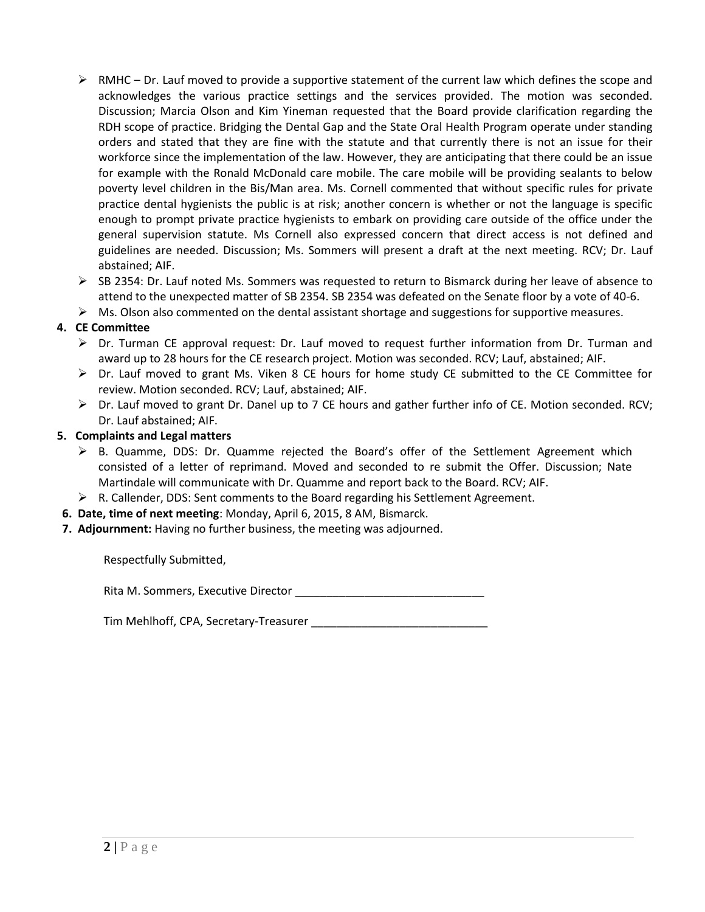- RMHC – Dr. Lauf moved to provide a supportive statement of the current law which defines the scope and acknowledges the various practice settings and the services provided. The motion was seconded. Discussion; Marcia Olson and Kim Yineman requested that the Board provide clarification regarding the RDH scope of practice. Bridging the Dental Gap and the State Oral Health Program operate under standing orders and stated that they are fine with the statute and that currently there is not an issue for their workforce since the implementation of the law. However, they are anticipating that there could be an issue for example with the Ronald McDonald care mobile. The care mobile will be providing sealants to below poverty level children in the Bis/Man area. Ms. Cornell commented that without specific rules for private practice dental hygienists the public is at risk; another concern is whether or not the language is specific enough to prompt private practice hygienists to embark on providing care outside of the office under the general supervision statute. Ms Cornell also expressed concern that direct access is not defined and guidelines are needed. Discussion; Ms. Sommers will present a draft at the next meeting. RCV; Dr. Lauf abstained; AIF.
- SB 2354: Dr. Lauf noted Ms. Sommers was requested to return to Bismarck during her leave of absence to attend to the unexpected matter of SB 2354. SB 2354 was defeated on the Senate floor by a vote of 40-6.
- Ms. Olson also commented on the dental assistant shortage and suggestions for supportive measures.

4. **CE Committee**
   - Dr. Turman CE approval request: Dr. Lauf moved to request further information from Dr. Turman and award up to 28 hours for the CE research project. Motion was seconded. RCV; Lauf, abstained; AIF.
   - Dr. Lauf moved to grant Ms. Viken 8 CE hours for home study CE submitted to the CE Committee for review. Motion seconded. RCV; Lauf, abstained; AIF.
   - Dr. Lauf moved to grant Dr. Danel up to 7 CE hours and gather further info of CE. Motion seconded. RCV; Dr. Lauf abstained; AIF.
5. **Complaints and Legal matters**
   - B. Quamme, DDS: Dr. Quamme rejected the Board's offer of the Settlement Agreement which consisted of a letter of reprimand. Moved and seconded to re submit the Offer. Discussion; Nate Martindale will communicate with Dr. Quamme and report back to the Board. RCV; AIF.
   - R. Callender, DDS: Sent comments to the Board regarding his Settlement Agreement.
6. **Date, time of next meeting**: Monday, April 6, 2015, 8 AM, Bismarck.
7. **Adjournment:** Having no further business, the meeting was adjourned.

Respectfully Submitted,

Rita M. Sommers, Executive Director ______________________________

Tim Mehlhoff, CPA, Secretary-Treasurer ____________________________